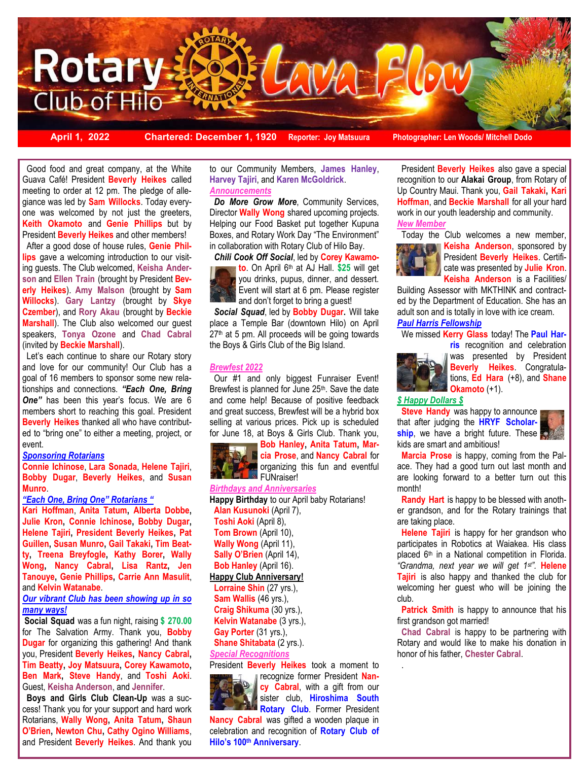# Rotary Club of Hilo Lava Flow

**April 1, 2022** | **Chartered: December 1, 1920** | **Reporter: Joy Matsuura** | **Photographer: Len Woods/ Mitchell Dodo**

Good food and great company, at the White Guava Café! President **Beverly Heikes** called meeting to order at 12 pm. The pledge of allegiance was led by **Sam Willocks**. Today everyone was welcomed by not just the greeters, **Keith Okamoto** and **Genie Phillips** but by President **Beverly Heikes** and other members!

After a good dose of house rules, **Genie Phillips** gave a welcoming introduction to our visiting guests. The Club welcomed, **Keisha Anderson** and **Ellen Train** (brought by President **Beverly Heikes**). **Amy Malson** (brought by **Sam Willocks**). **Gary Lantzy** (brought by **Skye Czember**), and **Rory Akau** (brought by **Beckie Marshall**). The Club also welcomed our guest speakers, **Tonya Ozone** and **Chad Cabral** (invited by **Beckie Marshall**).

Let's each continue to share our Rotary story and love for our community! Our Club has a goal of 16 members to sponsor some new relationships and connections. ***"Each One, Bring One"*** has been this year's focus. We are 6 members short to reaching this goal. President **Beverly Heikes** thanked all who have contributed to "bring one" to either a meeting, project, or event.

***Sponsoring Rotarians***

**Connie Ichinose**, **Lara Sonada**, **Helene Tajiri**, **Bobby Dugar**, **Beverly Heikes**, and **Susan Munro**.

***"Each One, Bring One" Rotarians "***

**Kari Hoffman**, **Anita Tatum**, **Alberta Dobbe**, **Julie Kron**, **Connie Ichinose**, **Bobby Dugar**, **Helene Tajiri**, **President Beverly Heikes**, **Pat Guillen**, **Susan Munro**, **Gail Takaki**, **Tim Beatty**, **Treena Breyfogle**, **Kathy Borer**, **Wally Wong**, **Nancy Cabral**, **Lisa Rantz**, **Jen Tanouye**, **Genie Phillips**, **Carrie Ann Masulit**, and **Kelvin Watanabe**.

***Our vibrant Club has been showing up in so many ways!***

**Social Squad** was a fun night, raising **$ 270.00** for The Salvation Army. Thank you, **Bobby Dugar** for organizing this gathering! And thank you, President **Beverly Heikes**, **Nancy Cabral**, **Tim Beatty**, **Joy Matsuura**, **Corey Kawamoto**, **Ben Mark**, **Steve Handy**, and **Toshi Aoki**. Guest, **Keisha Anderson**, and **Jennifer**.

**Boys and Girls Club Clean-Up** was a success! Thank you for your support and hard work Rotarians, **Wally Wong**, **Anita Tatum**, **Shaun O'Brien**, **Newton Chu**, **Cathy Ogino Williams**, and President **Beverly Heikes**. And thank you to our Community Members, **James Hanley**, **Harvey Tajiri**, and **Karen McGoldrick**.

***Announcements***

***Do More Grow More***, Community Services, Director **Wally Wong** shared upcoming projects. Helping our Food Basket put together Kupuna Boxes, and Rotary Work Day "The Environment" in collaboration with Rotary Club of Hilo Bay.

***Chili Cook Off Social***, led by **Corey Kawamoto**. On April 6th at AJ Hall. **$25** will get you drinks, pupus, dinner, and dessert. Event will start at 6 pm. Please register and don't forget to bring a guest!

***Social Squad***, led by **Bobby Dugar**. Will take place a Temple Bar (downtown Hilo) on April 27th at 5 pm. All proceeds will be going towards the Boys & Girls Club of the Big Island.

***Brewfest 2022***

Our #1 and only biggest Funraiser Event! Brewfest is planned for June 25th. Save the date and come help! Because of positive feedback and great success, Brewfest will be a hybrid box selling at various prices. Pick up is scheduled for June 18, at Boys & Girls Club. Thank you, **Bob Hanley**, **Anita Tatum**, **Marcia Prose**, and **Nancy Cabral** for organizing this fun and eventful FUNraiser!

***Birthdays and Anniversaries***

**Happy Birthday** to our April baby Rotarians!

- **Alan Kusunoki** (April 7),
- **Toshi Aoki** (April 8),
- **Tom Brown** (April 10),
- **Wally Wong** (April 11),
- **Sally O'Brien** (April 14),
- **Bob Hanley** (April 16).

**Happy Club Anniversary!**

- **Lorraine Shin** (27 yrs.),
- **Sam Wallis** (46 yrs.),
- **Craig Shikuma** (30 yrs.),
- **Kelvin Watanabe** (3 yrs.),
- **Gay Porter** (31 yrs.),
- **Shane Shitabata** (2 yrs.).

***Special Recognitions***

President **Beverly Heikes** took a moment to recognize former President **Nancy Cabral**, with a gift from our sister club, **Hiroshima South Rotary Club**. Former President **Nancy Cabral** was gifted a wooden plaque in celebration and recognition of **Rotary Club of Hilo's 100th Anniversary**.

President **Beverly Heikes** also gave a special recognition to our **Alakai Group**, from Rotary of Up Country Maui. Thank you, **Gail Takaki**, **Kari Hoffman**, and **Beckie Marshall** for all your hard work in our youth leadership and community.

***New Member***

Today the Club welcomes a new member, **Keisha Anderson**, sponsored by President **Beverly Heikes**. Certificate was presented by **Julie Kron**. **Keisha Anderson** is a Facilities/ Building Assessor with MKTHINK and contracted by the Department of Education. She has an adult son and is totally in love with ice cream.

***Paul Harris Fellowship***

We missed **Kerry Glass** today! The **Paul Harris** recognition and celebration was presented by President **Beverly Heikes**. Congratulations, **Ed Hara** (+8), and **Shane Okamoto** (+1).

***$ Happy Dollars $***

**Steve Handy** was happy to announce that after judging the **HRYF Scholarship**, we have a bright future. These kids are smart and ambitious!

**Marcia Prose** is happy, coming from the Palace. They had a good turn out last month and are looking forward to a better turn out this month!

**Randy Hart** is happy to be blessed with another grandson, and for the Rotary trainings that are taking place.

**Helene Tajiri** is happy for her grandson who participates in Robotics at Waiakea. His class placed 6th in a National competition in Florida. *"Grandma, next year we will get 1st".* **Helene Tajiri** is also happy and thanked the club for welcoming her guest who will be joining the club.

**Patrick Smith** is happy to announce that his first grandson got married!

**Chad Cabral** is happy to be partnering with Rotary and would like to make his donation in honor of his father, **Chester Cabral**.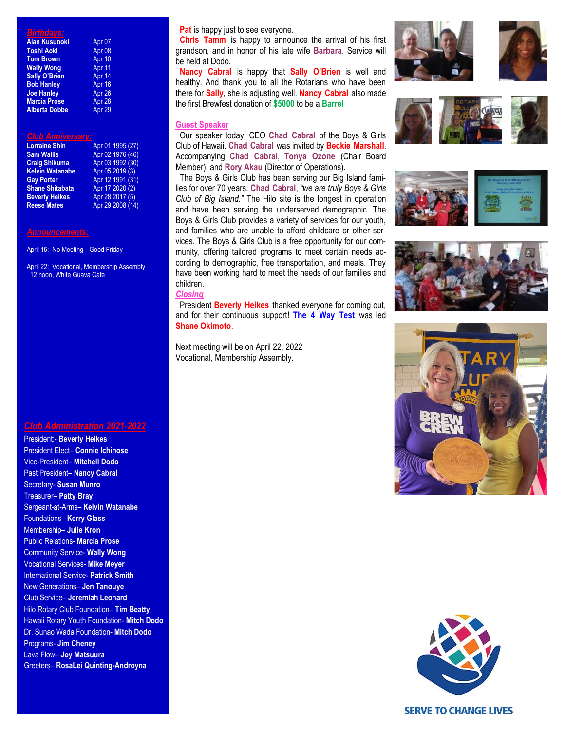## *Birthdays:*

| | |
|---|---|
| **Alan Kusunoki** | Apr 07 |
| **Toshi Aoki** | Apr 08 |
| **Tom Brown** | Apr 10 |
| **Wally Wong** | Apr 11 |
| **Sally O'Brien** | Apr 14 |
| **Bob Hanley** | Apr 16 |
| **Joe Hanley** | Apr 26 |
| **Marcia Prose** | Apr 28 |
| **Alberta Dobbe** | Apr 29 |

## *Club Anniversary:*

| | |
|---|---|
| **Lorraine Shin** | Apr 01 1995 (27) |
| **Sam Wallis** | Apr 02 1976 (46) |
| **Craig Shikuma** | Apr 03 1992 (30) |
| **Kelvin Watanabe** | Apr 05 2019 (3) |
| **Gay Porter** | Apr 12 1991 (31) |
| **Shane Shitabata** | Apr 17 2020 (2) |
| **Beverly Heikes** | Apr 28 2017 (5) |
| **Reese Mates** | Apr 29 2008 (14) |

## *Announcements:*

April 15: No Meeting—Good Friday

April 22: Vocational, Membership Assembly 12 noon, White Guava Cafe

## *Club Administration 2021-2022*

President:- **Beverly Heikes**
President Elect– **Connie Ichinose**
Vice-President– **Mitchell Dodo**
Past President– **Nancy Cabral**
Secretary- **Susan Munro**
Treasurer– **Patty Bray**
Sergeant-at-Arms– **Kelvin Watanabe**
Foundations– **Kerry Glass**
Membership– **Julie Kron**
Public Relations- **Marcia Prose**
Community Service- **Wally Wong**
Vocational Services- **Mike Meyer**
International Service- **Patrick Smith**
New Generations– **Jen Tanouye**
Club Service– **Jeremiah Leonard**
Hilo Rotary Club Foundation– **Tim Beatty**
Hawaii Rotary Youth Foundation- **Mitch Dodo**
Dr. Sunao Wada Foundation- **Mitch Dodo**
Programs- **Jim Cheney**
Lava Flow– **Joy Matsuura**
Greeters– **RosaLei Quinting-Androyna**

**Pat** is happy just to see everyone.

**Chris Tamm** is happy to announce the arrival of his first grandson, and in honor of his late wife **Barbara**. Service will be held at Dodo.

**Nancy Cabral** is happy that **Sally O'Brien** is well and healthy. And thank you to all the Rotarians who have been there for **Sally**, she is adjusting well. **Nancy Cabral** also made the first Brewfest donation of **$5000** to be a **Barrel**

## Guest Speaker

Our speaker today, CEO **Chad Cabral** of the Boys & Girls Club of Hawaii. **Chad Cabral** was invited by **Beckie Marshall**. Accompanying **Chad Cabral**, **Tonya Ozone** (Chair Board Member), and **Rory Akau** (Director of Operations).

The Boys & Girls Club has been serving our Big Island families for over 70 years. **Chad Cabral**, *"we are truly Boys & Girls Club of Big Island."* The Hilo site is the longest in operation and have been serving the underserved demographic. The Boys & Girls Club provides a variety of services for our youth, and families who are unable to afford childcare or other services. The Boys & Girls Club is a free opportunity for our community, offering tailored programs to meet certain needs according to demographic, free transportation, and meals. They have been working hard to meet the needs of our families and children.

## *Closing*

President **Beverly Heikes** thanked everyone for coming out, and for their continuous support! **The 4 Way Test** was led **Shane Okimoto**.

Next meeting will be on April 22, 2022
Vocational, Membership Assembly.

SERVE TO CHANGE LIVES